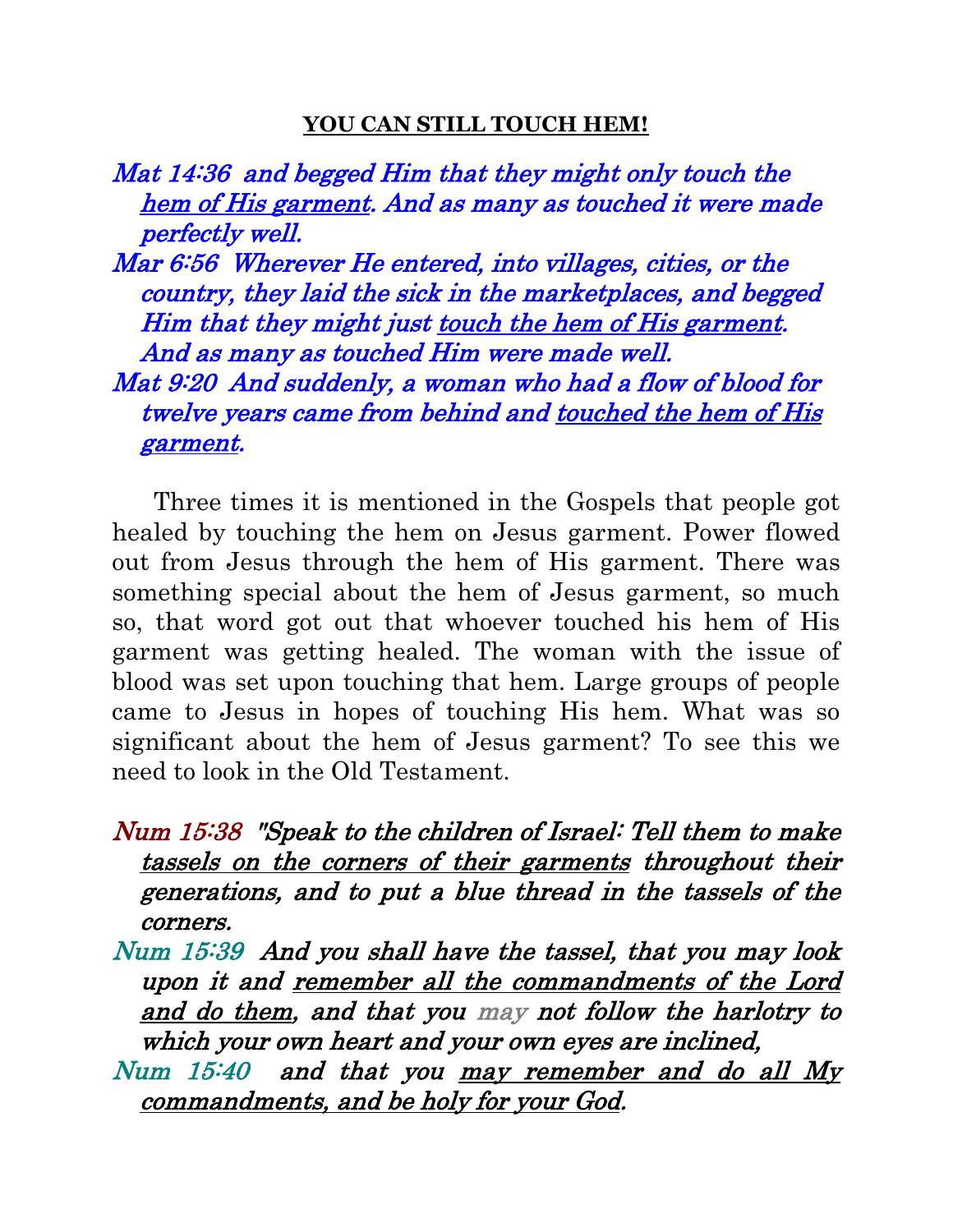**YOU CAN STILL TOUCH HEM!**

*Mat 14:36 and begged Him that they might only touch the hem of His garment. And as many as touched it were made perfectly well.*

*Mar 6:56 Wherever He entered, into villages, cities, or the country, they laid the sick in the marketplaces, and begged Him that they might just touch the hem of His garment. And as many as touched Him were made well.*

*Mat 9:20 And suddenly, a woman who had a flow of blood for twelve years came from behind and touched the hem of His garment.*

Three times it is mentioned in the Gospels that people got healed by touching the hem on Jesus garment. Power flowed out from Jesus through the hem of His garment. There was something special about the hem of Jesus garment, so much so, that word got out that whoever touched his hem of His garment was getting healed. The woman with the issue of blood was set upon touching that hem. Large groups of people came to Jesus in hopes of touching His hem. What was so significant about the hem of Jesus garment? To see this we need to look in the Old Testament.

*Num 15:38 "Speak to the children of Israel: Tell them to make tassels on the corners of their garments throughout their generations, and to put a blue thread in the tassels of the corners.*

*Num 15:39 And you shall have the tassel, that you may look upon it and remember all the commandments of the Lord and do them, and that you may not follow the harlotry to which your own heart and your own eyes are inclined,*

*Num 15:40 and that you may remember and do all My commandments, and be holy for your God.*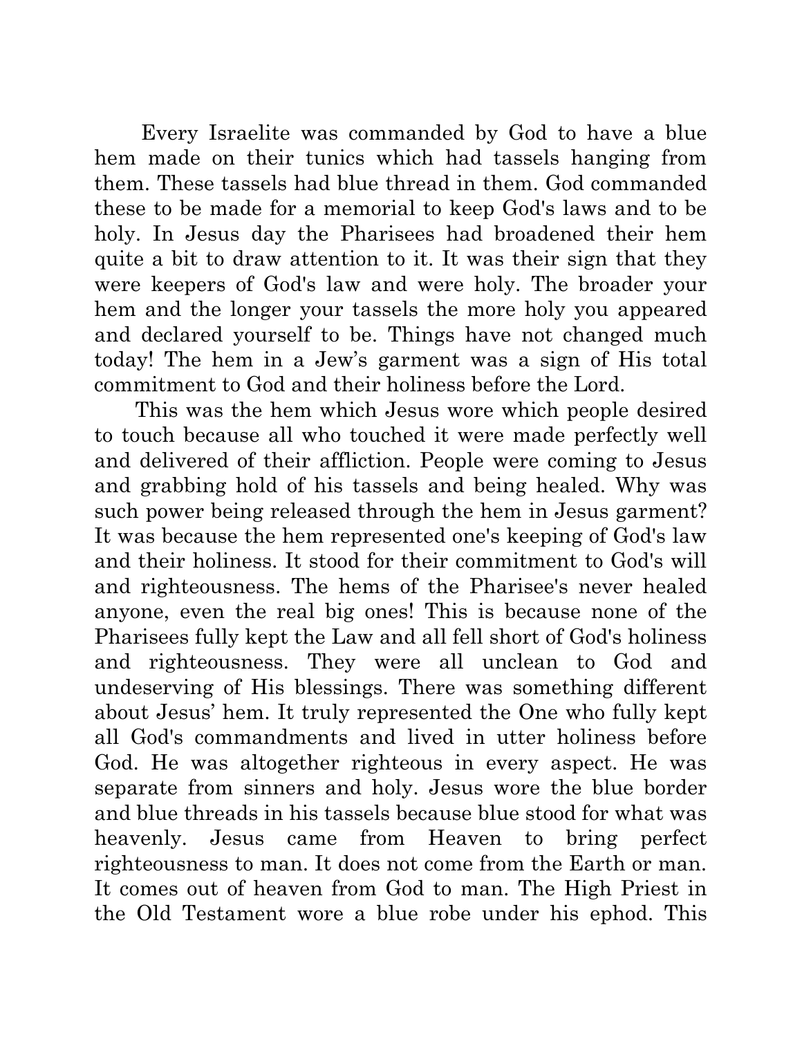Every Israelite was commanded by God to have a blue hem made on their tunics which had tassels hanging from them. These tassels had blue thread in them. God commanded these to be made for a memorial to keep God's laws and to be holy. In Jesus day the Pharisees had broadened their hem quite a bit to draw attention to it. It was their sign that they were keepers of God's law and were holy. The broader your hem and the longer your tassels the more holy you appeared and declared yourself to be. Things have not changed much today! The hem in a Jew's garment was a sign of His total commitment to God and their holiness before the Lord.

This was the hem which Jesus wore which people desired to touch because all who touched it were made perfectly well and delivered of their affliction. People were coming to Jesus and grabbing hold of his tassels and being healed. Why was such power being released through the hem in Jesus garment? It was because the hem represented one's keeping of God's law and their holiness. It stood for their commitment to God's will and righteousness. The hems of the Pharisee's never healed anyone, even the real big ones! This is because none of the Pharisees fully kept the Law and all fell short of God's holiness and righteousness. They were all unclean to God and undeserving of His blessings. There was something different about Jesus' hem. It truly represented the One who fully kept all God's commandments and lived in utter holiness before God. He was altogether righteous in every aspect. He was separate from sinners and holy. Jesus wore the blue border and blue threads in his tassels because blue stood for what was heavenly. Jesus came from Heaven to bring perfect righteousness to man. It does not come from the Earth or man. It comes out of heaven from God to man. The High Priest in the Old Testament wore a blue robe under his ephod. This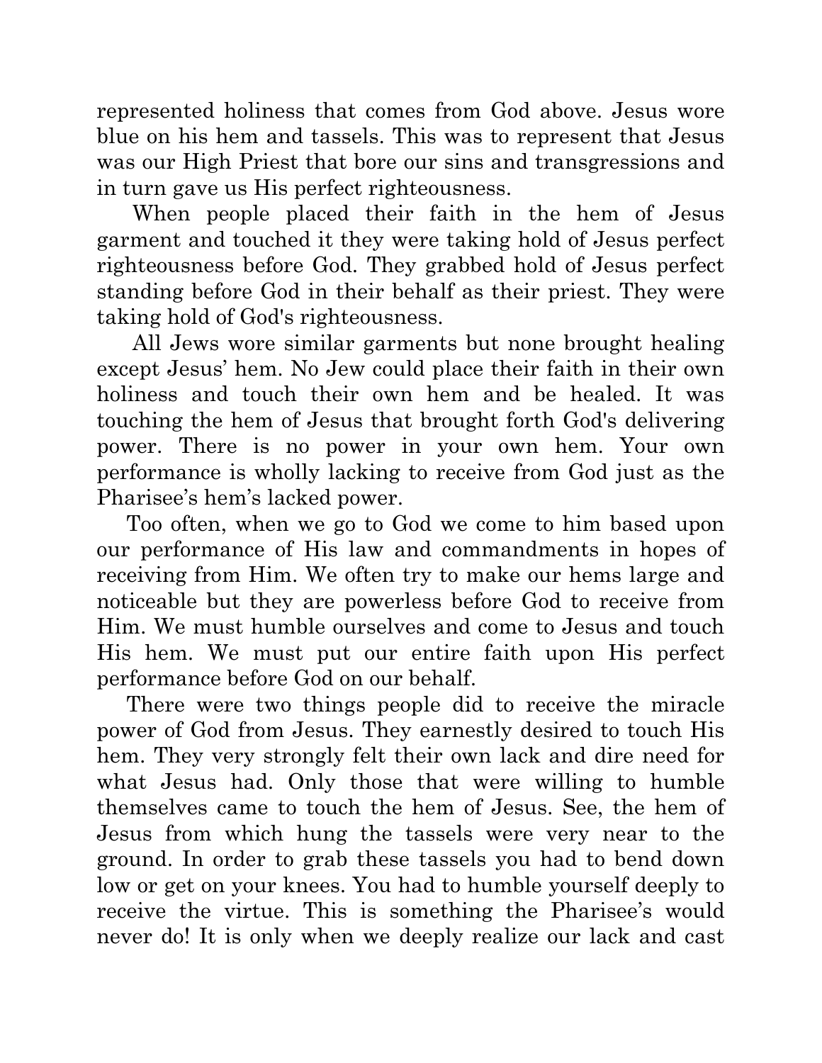represented holiness that comes from God above. Jesus wore blue on his hem and tassels. This was to represent that Jesus was our High Priest that bore our sins and transgressions and in turn gave us His perfect righteousness.

When people placed their faith in the hem of Jesus garment and touched it they were taking hold of Jesus perfect righteousness before God. They grabbed hold of Jesus perfect standing before God in their behalf as their priest. They were taking hold of God's righteousness.

All Jews wore similar garments but none brought healing except Jesus' hem. No Jew could place their faith in their own holiness and touch their own hem and be healed. It was touching the hem of Jesus that brought forth God's delivering power. There is no power in your own hem. Your own performance is wholly lacking to receive from God just as the Pharisee's hem's lacked power.

Too often, when we go to God we come to him based upon our performance of His law and commandments in hopes of receiving from Him. We often try to make our hems large and noticeable but they are powerless before God to receive from Him. We must humble ourselves and come to Jesus and touch His hem. We must put our entire faith upon His perfect performance before God on our behalf.

There were two things people did to receive the miracle power of God from Jesus. They earnestly desired to touch His hem. They very strongly felt their own lack and dire need for what Jesus had. Only those that were willing to humble themselves came to touch the hem of Jesus. See, the hem of Jesus from which hung the tassels were very near to the ground. In order to grab these tassels you had to bend down low or get on your knees. You had to humble yourself deeply to receive the virtue. This is something the Pharisee's would never do! It is only when we deeply realize our lack and cast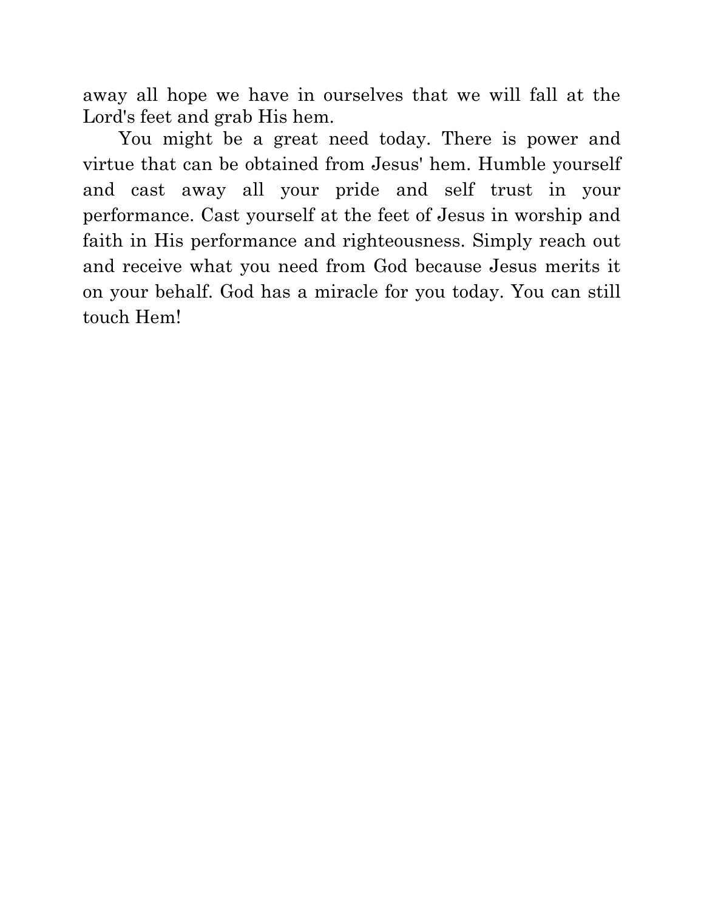away all hope we have in ourselves that we will fall at the Lord's feet and grab His hem.

You might be a great need today. There is power and virtue that can be obtained from Jesus' hem. Humble yourself and cast away all your pride and self trust in your performance. Cast yourself at the feet of Jesus in worship and faith in His performance and righteousness. Simply reach out and receive what you need from God because Jesus merits it on your behalf. God has a miracle for you today. You can still touch Hem!